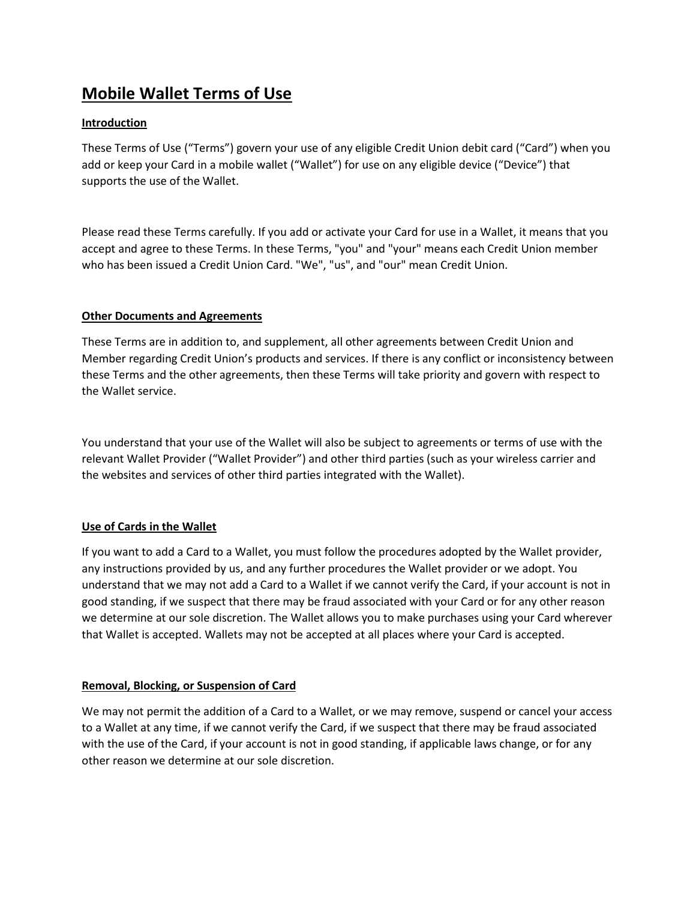# Mobile Wallet Terms of Use

## Introduction

These Terms of Use (“Terms”) govern your use of any eligible Credit Union debit card (“Card”) when you add or keep your Card in a mobile wallet (“Wallet”) for use on any eligible device (“Device”) that supports the use of the Wallet.

Please read these Terms carefully. If you add or activate your Card for use in a Wallet, it means that you accept and agree to these Terms. In these Terms, "you" and "your" means each Credit Union member who has been issued a Credit Union Card. "We", "us", and "our" mean Credit Union.

## Other Documents and Agreements

These Terms are in addition to, and supplement, all other agreements between Credit Union and Member regarding Credit Union’s products and services. If there is any conflict or inconsistency between these Terms and the other agreements, then these Terms will take priority and govern with respect to the Wallet service.

You understand that your use of the Wallet will also be subject to agreements or terms of use with the relevant Wallet Provider (“Wallet Provider”) and other third parties (such as your wireless carrier and the websites and services of other third parties integrated with the Wallet).

## Use of Cards in the Wallet

If you want to add a Card to a Wallet, you must follow the procedures adopted by the Wallet provider, any instructions provided by us, and any further procedures the Wallet provider or we adopt. You understand that we may not add a Card to a Wallet if we cannot verify the Card, if your account is not in good standing, if we suspect that there may be fraud associated with your Card or for any other reason we determine at our sole discretion. The Wallet allows you to make purchases using your Card wherever that Wallet is accepted. Wallets may not be accepted at all places where your Card is accepted.

## Removal, Blocking, or Suspension of Card

We may not permit the addition of a Card to a Wallet, or we may remove, suspend or cancel your access to a Wallet at any time, if we cannot verify the Card, if we suspect that there may be fraud associated with the use of the Card, if your account is not in good standing, if applicable laws change, or for any other reason we determine at our sole discretion.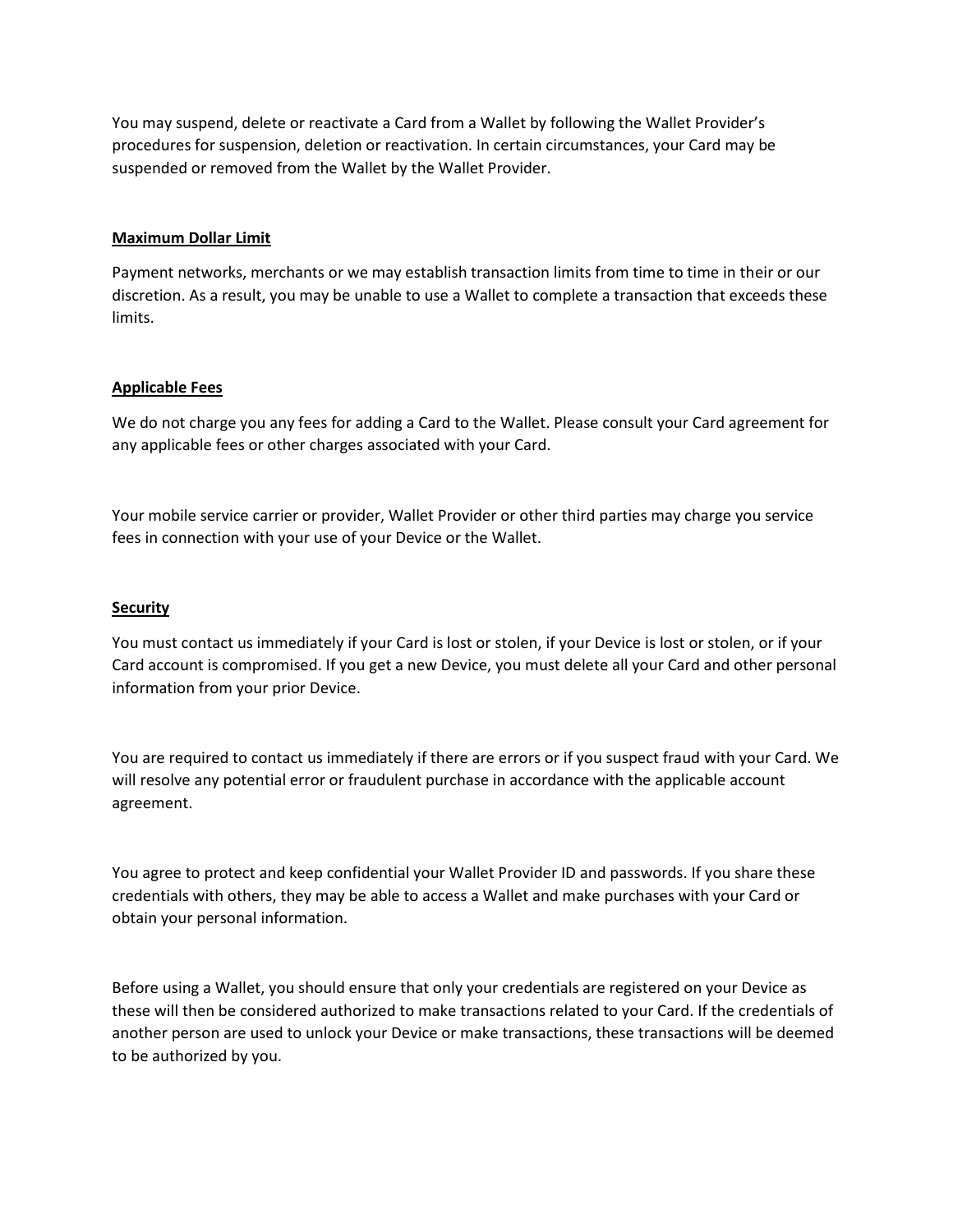You may suspend, delete or reactivate a Card from a Wallet by following the Wallet Provider's procedures for suspension, deletion or reactivation. In certain circumstances, your Card may be suspended or removed from the Wallet by the Wallet Provider.

**Maximum Dollar Limit**

Payment networks, merchants or we may establish transaction limits from time to time in their or our discretion. As a result, you may be unable to use a Wallet to complete a transaction that exceeds these limits.

**Applicable Fees**

We do not charge you any fees for adding a Card to the Wallet. Please consult your Card agreement for any applicable fees or other charges associated with your Card.

Your mobile service carrier or provider, Wallet Provider or other third parties may charge you service fees in connection with your use of your Device or the Wallet.

**Security**

You must contact us immediately if your Card is lost or stolen, if your Device is lost or stolen, or if your Card account is compromised. If you get a new Device, you must delete all your Card and other personal information from your prior Device.

You are required to contact us immediately if there are errors or if you suspect fraud with your Card. We will resolve any potential error or fraudulent purchase in accordance with the applicable account agreement.

You agree to protect and keep confidential your Wallet Provider ID and passwords. If you share these credentials with others, they may be able to access a Wallet and make purchases with your Card or obtain your personal information.

Before using a Wallet, you should ensure that only your credentials are registered on your Device as these will then be considered authorized to make transactions related to your Card. If the credentials of another person are used to unlock your Device or make transactions, these transactions will be deemed to be authorized by you.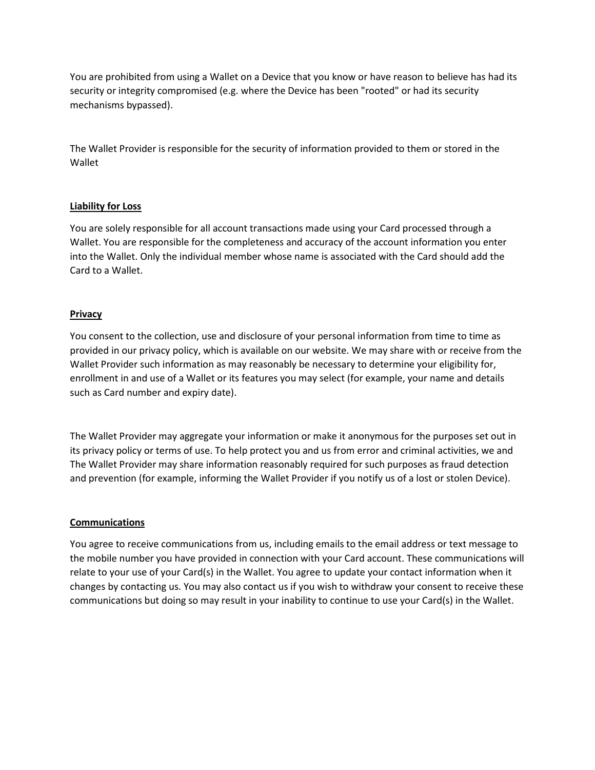You are prohibited from using a Wallet on a Device that you know or have reason to believe has had its security or integrity compromised (e.g. where the Device has been "rooted" or had its security mechanisms bypassed).

The Wallet Provider is responsible for the security of information provided to them or stored in the Wallet

## Liability for Loss

You are solely responsible for all account transactions made using your Card processed through a Wallet. You are responsible for the completeness and accuracy of the account information you enter into the Wallet. Only the individual member whose name is associated with the Card should add the Card to a Wallet.

## Privacy

You consent to the collection, use and disclosure of your personal information from time to time as provided in our privacy policy, which is available on our website. We may share with or receive from the Wallet Provider such information as may reasonably be necessary to determine your eligibility for, enrollment in and use of a Wallet or its features you may select (for example, your name and details such as Card number and expiry date).

The Wallet Provider may aggregate your information or make it anonymous for the purposes set out in its privacy policy or terms of use. To help protect you and us from error and criminal activities, we and The Wallet Provider may share information reasonably required for such purposes as fraud detection and prevention (for example, informing the Wallet Provider if you notify us of a lost or stolen Device).

## Communications

You agree to receive communications from us, including emails to the email address or text message to the mobile number you have provided in connection with your Card account. These communications will relate to your use of your Card(s) in the Wallet. You agree to update your contact information when it changes by contacting us. You may also contact us if you wish to withdraw your consent to receive these communications but doing so may result in your inability to continue to use your Card(s) in the Wallet.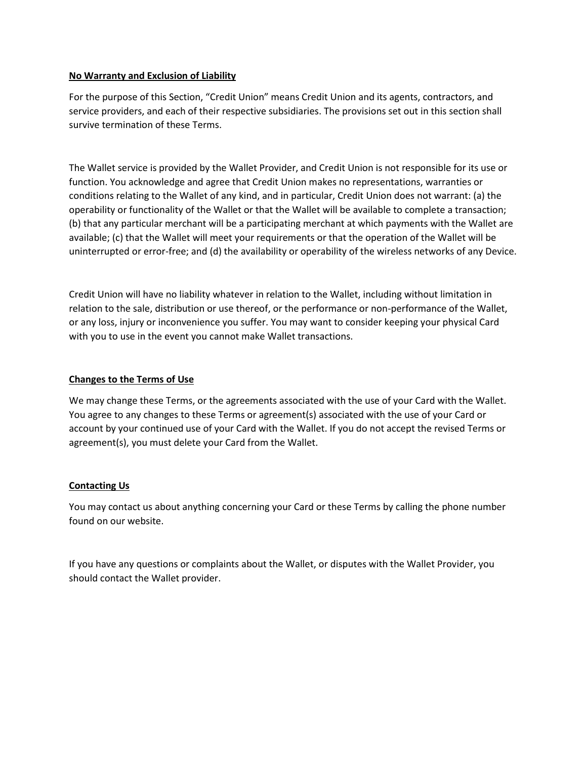**No Warranty and Exclusion of Liability**

For the purpose of this Section, "Credit Union" means Credit Union and its agents, contractors, and service providers, and each of their respective subsidiaries. The provisions set out in this section shall survive termination of these Terms.

The Wallet service is provided by the Wallet Provider, and Credit Union is not responsible for its use or function. You acknowledge and agree that Credit Union makes no representations, warranties or conditions relating to the Wallet of any kind, and in particular, Credit Union does not warrant: (a) the operability or functionality of the Wallet or that the Wallet will be available to complete a transaction; (b) that any particular merchant will be a participating merchant at which payments with the Wallet are available; (c) that the Wallet will meet your requirements or that the operation of the Wallet will be uninterrupted or error-free; and (d) the availability or operability of the wireless networks of any Device.

Credit Union will have no liability whatever in relation to the Wallet, including without limitation in relation to the sale, distribution or use thereof, or the performance or non-performance of the Wallet, or any loss, injury or inconvenience you suffer. You may want to consider keeping your physical Card with you to use in the event you cannot make Wallet transactions.

**Changes to the Terms of Use**

We may change these Terms, or the agreements associated with the use of your Card with the Wallet. You agree to any changes to these Terms or agreement(s) associated with the use of your Card or account by your continued use of your Card with the Wallet. If you do not accept the revised Terms or agreement(s), you must delete your Card from the Wallet.

**Contacting Us**

You may contact us about anything concerning your Card or these Terms by calling the phone number found on our website.

If you have any questions or complaints about the Wallet, or disputes with the Wallet Provider, you should contact the Wallet provider.